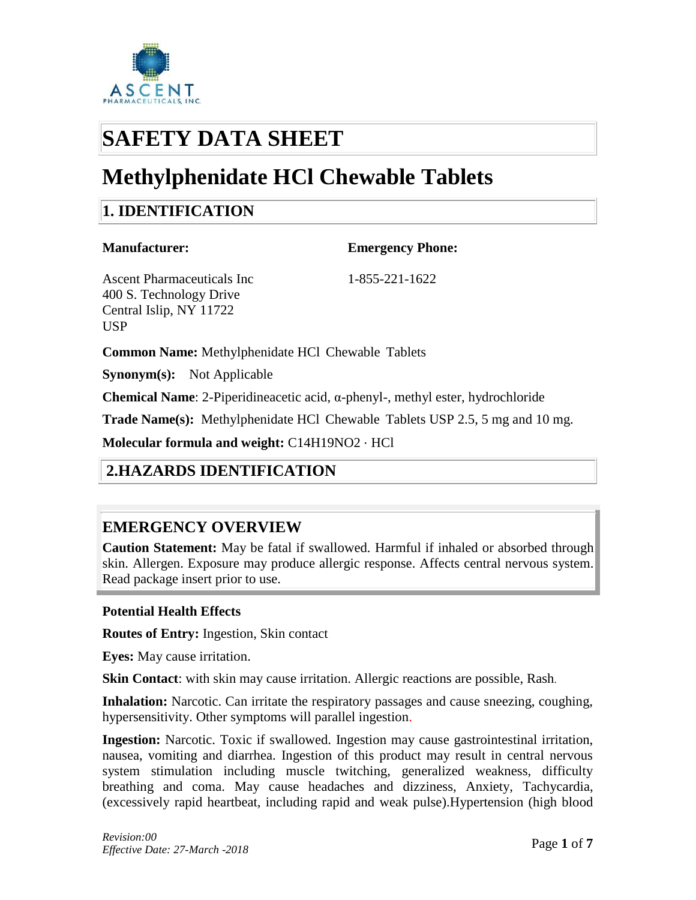# SAFETY DATA SHEET

# Methylphenidate HCl Chewable Tablets

## 1. IDENTIFICATION

**Manufacturer:**

Ascent Pharmaceuticals Inc
400 S. Technology Drive
Central Islip, NY 11722
USP

**Emergency Phone:**

1-855-221-1622

**Common Name:** Methylphenidate HCl Chewable Tablets

**Synonym(s):** Not Applicable

**Chemical Name**: 2-Piperidineacetic acid, α-phenyl-, methyl ester, hydrochloride

**Trade Name(s):** Methylphenidate HCl Chewable Tablets USP 2.5, 5 mg and 10 mg.

**Molecular formula and weight:** $C_{14}H_{19}NO_2 \cdot HCl$

## 2.HAZARDS IDENTIFICATION

### EMERGENCY OVERVIEW

**Caution Statement:** May be fatal if swallowed. Harmful if inhaled or absorbed through skin. Allergen. Exposure may produce allergic response. Affects central nervous system. Read package insert prior to use.

**Potential Health Effects**

**Routes of Entry:** Ingestion, Skin contact

**Eyes:** May cause irritation.

**Skin Contact**: with skin may cause irritation. Allergic reactions are possible, Rash.

**Inhalation:** Narcotic. Can irritate the respiratory passages and cause sneezing, coughing, hypersensitivity. Other symptoms will parallel ingestion.

**Ingestion:** Narcotic. Toxic if swallowed. Ingestion may cause gastrointestinal irritation, nausea, vomiting and diarrhea. Ingestion of this product may result in central nervous system stimulation including muscle twitching, generalized weakness, difficulty breathing and coma. May cause headaches and dizziness, Anxiety, Tachycardia, (excessively rapid heartbeat, including rapid and weak pulse).Hypertension (high blood

*Revision:00*
*Effective Date: 27-March -2018*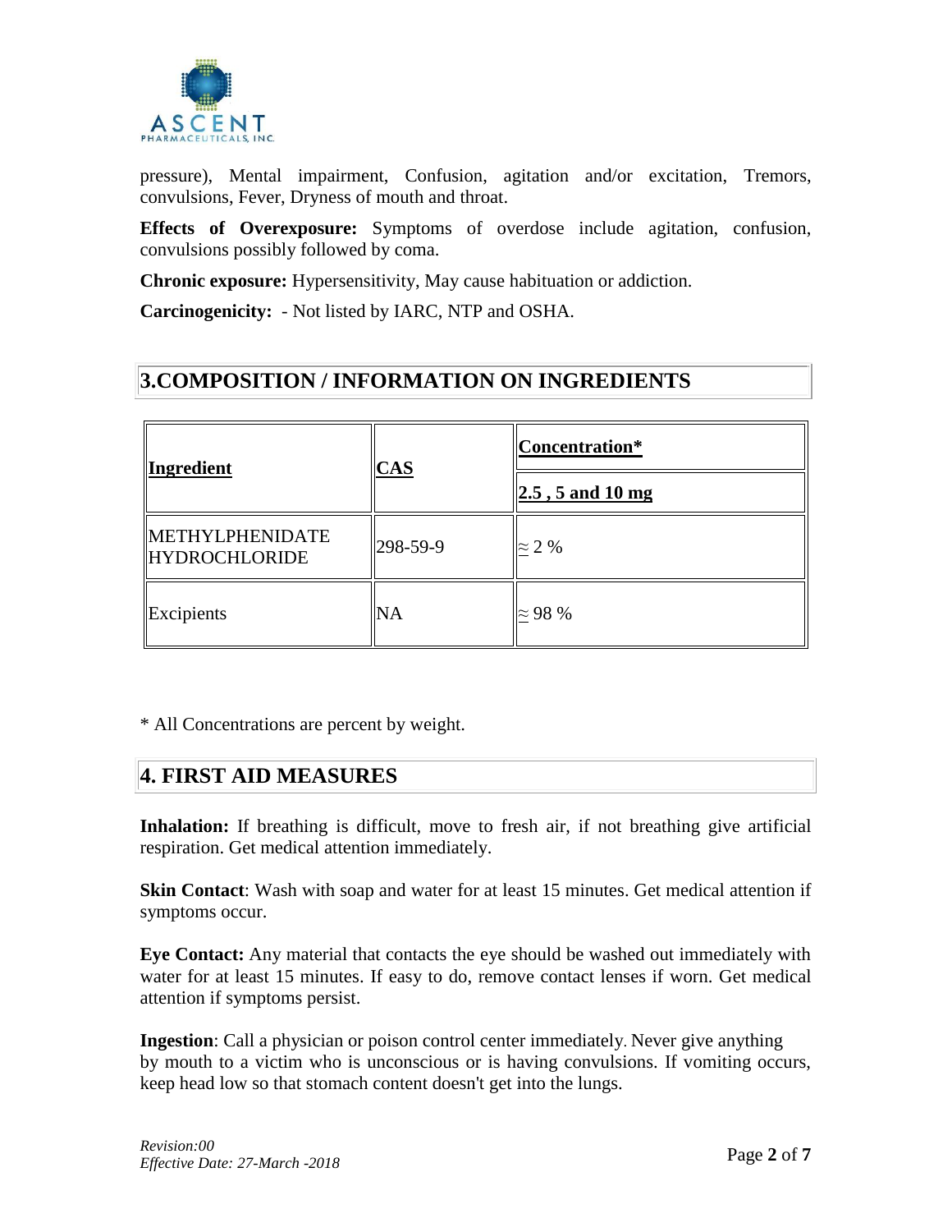pressure), Mental impairment, Confusion, agitation and/or excitation, Tremors, convulsions, Fever, Dryness of mouth and throat.

**Effects of Overexposure:** Symptoms of overdose include agitation, confusion, convulsions possibly followed by coma.

**Chronic exposure:** Hypersensitivity, May cause habituation or addiction.

**Carcinogenicity:** - Not listed by IARC, NTP and OSHA.

## 3.COMPOSITION / INFORMATION ON INGREDIENTS

| Ingredient | CAS | Concentration* |
|---|---|---|
| | | 2.5 , 5 and 10 mg |
| METHYLPHENIDATE HYDROCHLORIDE | 298-59-9 | ≈ 2 % |
| Excipients | NA | ≈ 98 % |

* All Concentrations are percent by weight.

## 4. FIRST AID MEASURES

**Inhalation:** If breathing is difficult, move to fresh air, if not breathing give artificial respiration. Get medical attention immediately.

**Skin Contact**: Wash with soap and water for at least 15 minutes. Get medical attention if symptoms occur.

**Eye Contact:** Any material that contacts the eye should be washed out immediately with water for at least 15 minutes. If easy to do, remove contact lenses if worn. Get medical attention if symptoms persist.

**Ingestion**: Call a physician or poison control center immediately. Never give anything by mouth to a victim who is unconscious or is having convulsions. If vomiting occurs, keep head low so that stomach content doesn't get into the lungs.

*Revision:00*
*Effective Date: 27-March -2018*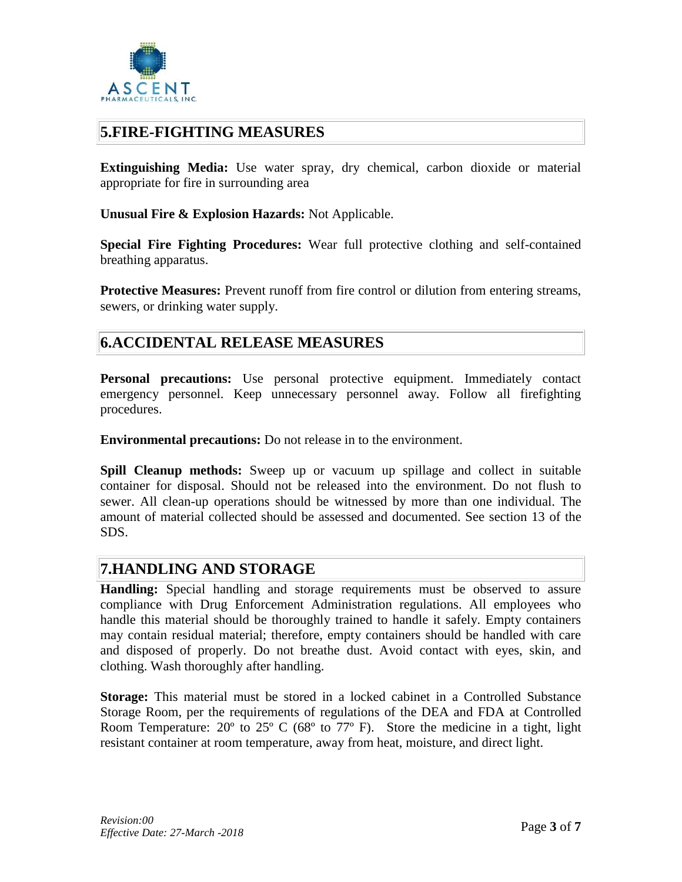## 5.FIRE-FIGHTING MEASURES

**Extinguishing Media:** Use water spray, dry chemical, carbon dioxide or material appropriate for fire in surrounding area

**Unusual Fire & Explosion Hazards:** Not Applicable.

**Special Fire Fighting Procedures:** Wear full protective clothing and self-contained breathing apparatus.

**Protective Measures:** Prevent runoff from fire control or dilution from entering streams, sewers, or drinking water supply.

## 6.ACCIDENTAL RELEASE MEASURES

**Personal precautions:** Use personal protective equipment. Immediately contact emergency personnel. Keep unnecessary personnel away. Follow all firefighting procedures.

**Environmental precautions:** Do not release in to the environment.

**Spill Cleanup methods:** Sweep up or vacuum up spillage and collect in suitable container for disposal. Should not be released into the environment. Do not flush to sewer. All clean-up operations should be witnessed by more than one individual. The amount of material collected should be assessed and documented. See section 13 of the SDS.

## 7.HANDLING AND STORAGE

**Handling:** Special handling and storage requirements must be observed to assure compliance with Drug Enforcement Administration regulations. All employees who handle this material should be thoroughly trained to handle it safely. Empty containers may contain residual material; therefore, empty containers should be handled with care and disposed of properly. Do not breathe dust. Avoid contact with eyes, skin, and clothing. Wash thoroughly after handling.

**Storage:** This material must be stored in a locked cabinet in a Controlled Substance Storage Room, per the requirements of regulations of the DEA and FDA at Controlled Room Temperature: 20º to 25º C (68º to 77º F). Store the medicine in a tight, light resistant container at room temperature, away from heat, moisture, and direct light.

*Revision:00*
*Effective Date: 27-March -2018*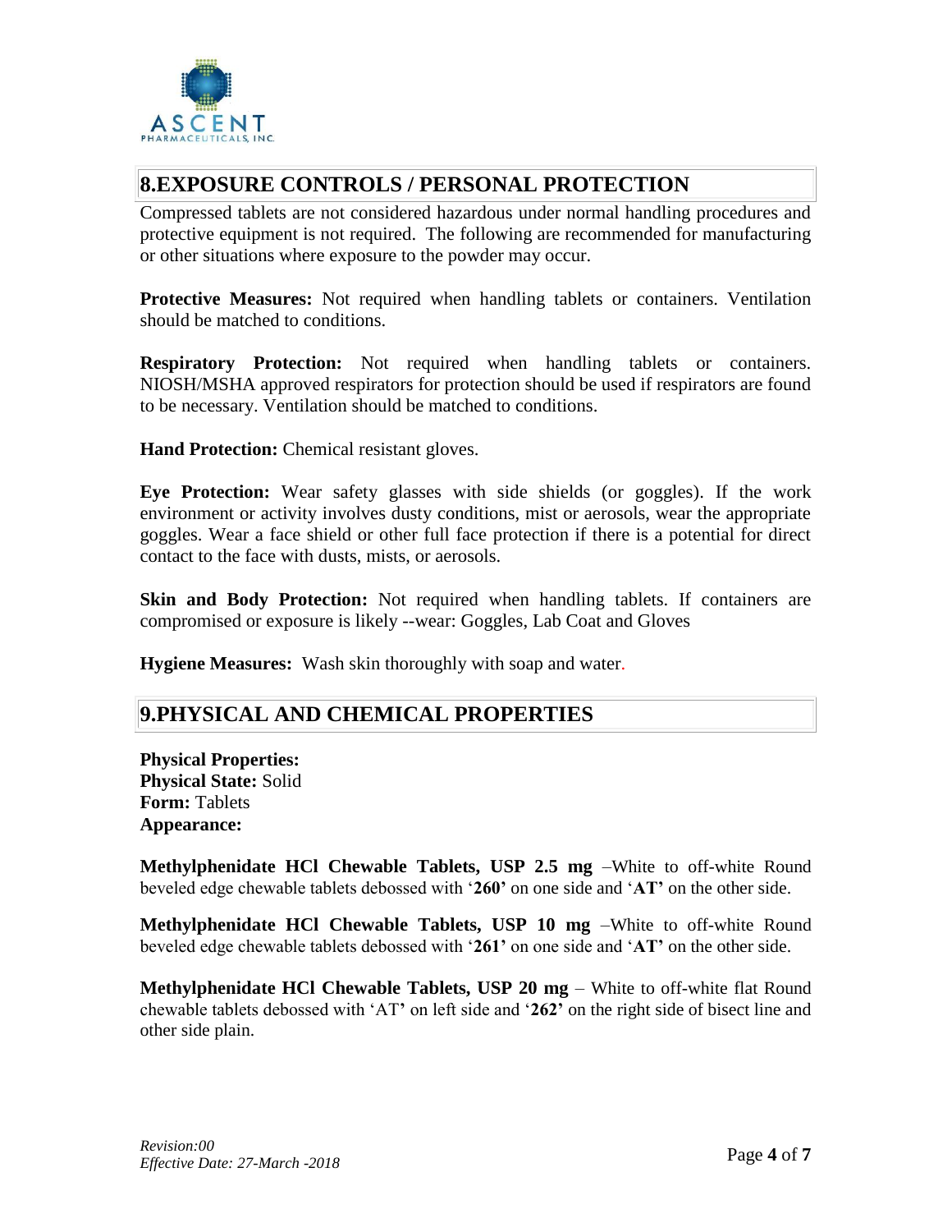## 8.EXPOSURE CONTROLS / PERSONAL PROTECTION

Compressed tablets are not considered hazardous under normal handling procedures and protective equipment is not required. The following are recommended for manufacturing or other situations where exposure to the powder may occur.

**Protective Measures:** Not required when handling tablets or containers. Ventilation should be matched to conditions.

**Respiratory Protection:** Not required when handling tablets or containers. NIOSH/MSHA approved respirators for protection should be used if respirators are found to be necessary. Ventilation should be matched to conditions.

**Hand Protection:** Chemical resistant gloves.

**Eye Protection:** Wear safety glasses with side shields (or goggles). If the work environment or activity involves dusty conditions, mist or aerosols, wear the appropriate goggles. Wear a face shield or other full face protection if there is a potential for direct contact to the face with dusts, mists, or aerosols.

**Skin and Body Protection:** Not required when handling tablets. If containers are compromised or exposure is likely --wear: Goggles, Lab Coat and Gloves

**Hygiene Measures:** Wash skin thoroughly with soap and water.

## 9.PHYSICAL AND CHEMICAL PROPERTIES

**Physical Properties:**
**Physical State:** Solid
**Form:** Tablets
**Appearance:**

**Methylphenidate HCl Chewable Tablets, USP 2.5 mg** –White to off-white Round beveled edge chewable tablets debossed with '**260'** on one side and '**AT'** on the other side.

**Methylphenidate HCl Chewable Tablets, USP 10 mg** –White to off-white Round beveled edge chewable tablets debossed with '**261'** on one side and '**AT'** on the other side.

**Methylphenidate HCl Chewable Tablets, USP 20 mg** – White to off-white flat Round chewable tablets debossed with 'AT' on left side and '**262'** on the right side of bisect line and other side plain.

*Revision:00*
*Effective Date: 27-March -2018*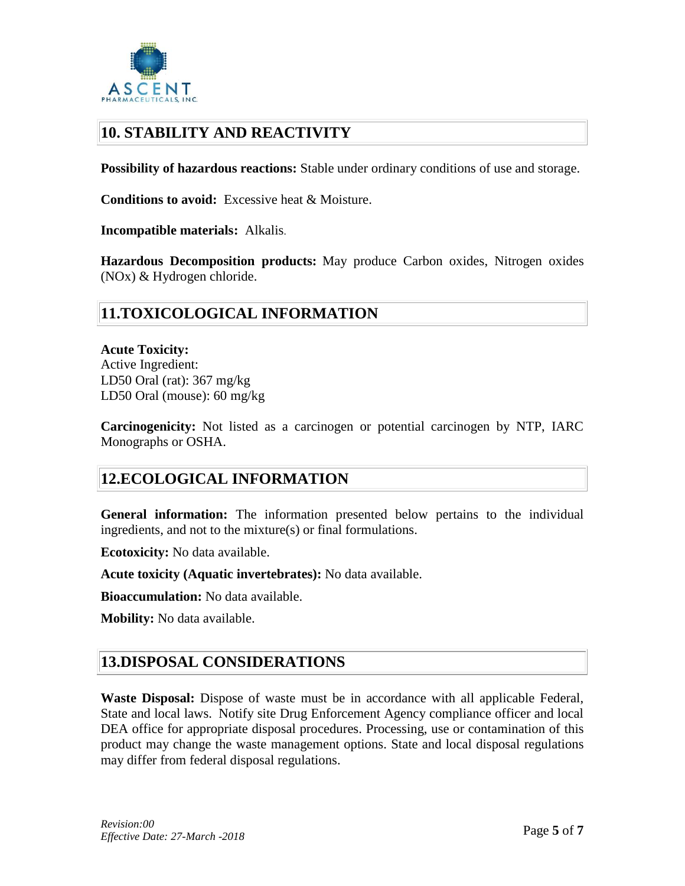## 10. STABILITY AND REACTIVITY

**Possibility of hazardous reactions:** Stable under ordinary conditions of use and storage.

**Conditions to avoid:** Excessive heat & Moisture.

**Incompatible materials:** Alkalis.

**Hazardous Decomposition products:** May produce Carbon oxides, Nitrogen oxides (NOx) & Hydrogen chloride.

## 11.TOXICOLOGICAL INFORMATION

**Acute Toxicity:**
Active Ingredient:
LD50 Oral (rat): 367 mg/kg
LD50 Oral (mouse): 60 mg/kg

**Carcinogenicity:** Not listed as a carcinogen or potential carcinogen by NTP, IARC Monographs or OSHA.

## 12.ECOLOGICAL INFORMATION

**General information:** The information presented below pertains to the individual ingredients, and not to the mixture(s) or final formulations.

**Ecotoxicity:** No data available.

**Acute toxicity (Aquatic invertebrates):** No data available.

**Bioaccumulation:** No data available.

**Mobility:** No data available.

## 13.DISPOSAL CONSIDERATIONS

**Waste Disposal:** Dispose of waste must be in accordance with all applicable Federal, State and local laws. Notify site Drug Enforcement Agency compliance officer and local DEA office for appropriate disposal procedures. Processing, use or contamination of this product may change the waste management options. State and local disposal regulations may differ from federal disposal regulations.

*Revision:00*
*Effective Date: 27-March -2018*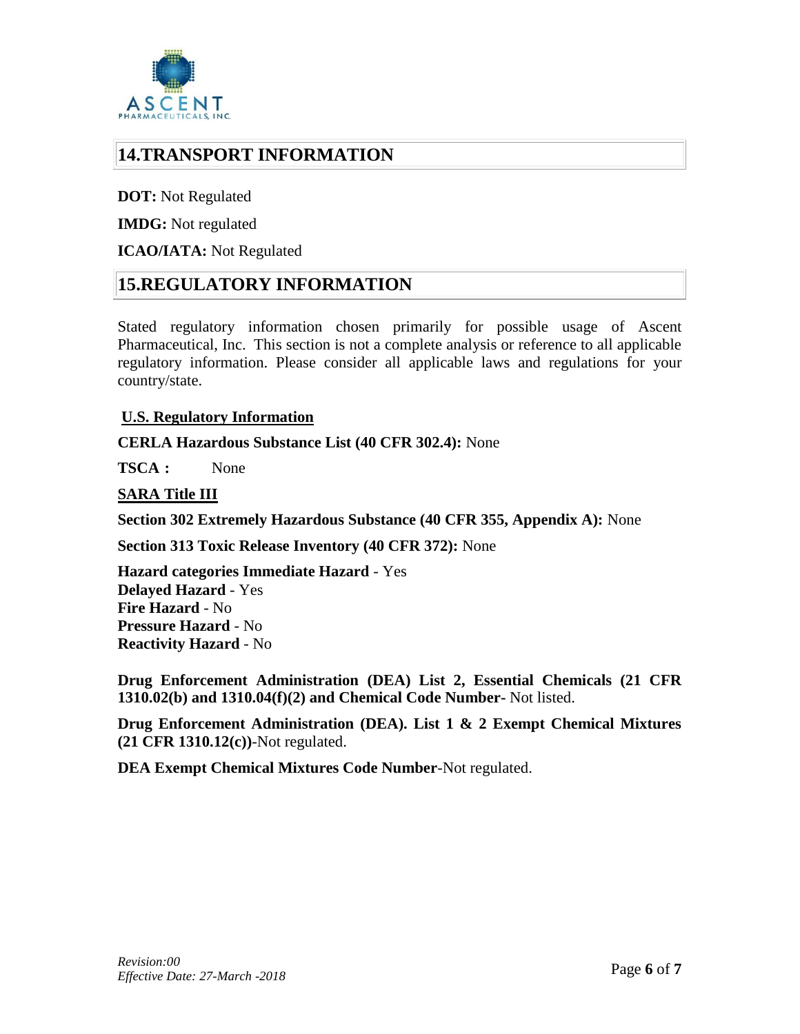## 14.TRANSPORT INFORMATION

**DOT:** Not Regulated

**IMDG:** Not regulated

**ICAO/IATA:** Not Regulated

## 15.REGULATORY INFORMATION

Stated regulatory information chosen primarily for possible usage of Ascent Pharmaceutical, Inc. This section is not a complete analysis or reference to all applicable regulatory information. Please consider all applicable laws and regulations for your country/state.

**U.S. Regulatory Information**

**CERLA Hazardous Substance List (40 CFR 302.4):** None

**TSCA :** None

**SARA Title III**

**Section 302 Extremely Hazardous Substance (40 CFR 355, Appendix A):** None

**Section 313 Toxic Release Inventory (40 CFR 372):** None

**Hazard categories Immediate Hazard** - Yes
**Delayed Hazard** - Yes
**Fire Hazard** - No
**Pressure Hazard** - No
**Reactivity Hazard** - No

**Drug Enforcement Administration (DEA) List 2, Essential Chemicals (21 CFR 1310.02(b) and 1310.04(f)(2) and Chemical Code Number**- Not listed.

**Drug Enforcement Administration (DEA). List 1 & 2 Exempt Chemical Mixtures (21 CFR 1310.12(c))**-Not regulated.

**DEA Exempt Chemical Mixtures Code Number**-Not regulated.

*Revision:00*
*Effective Date: 27-March -2018*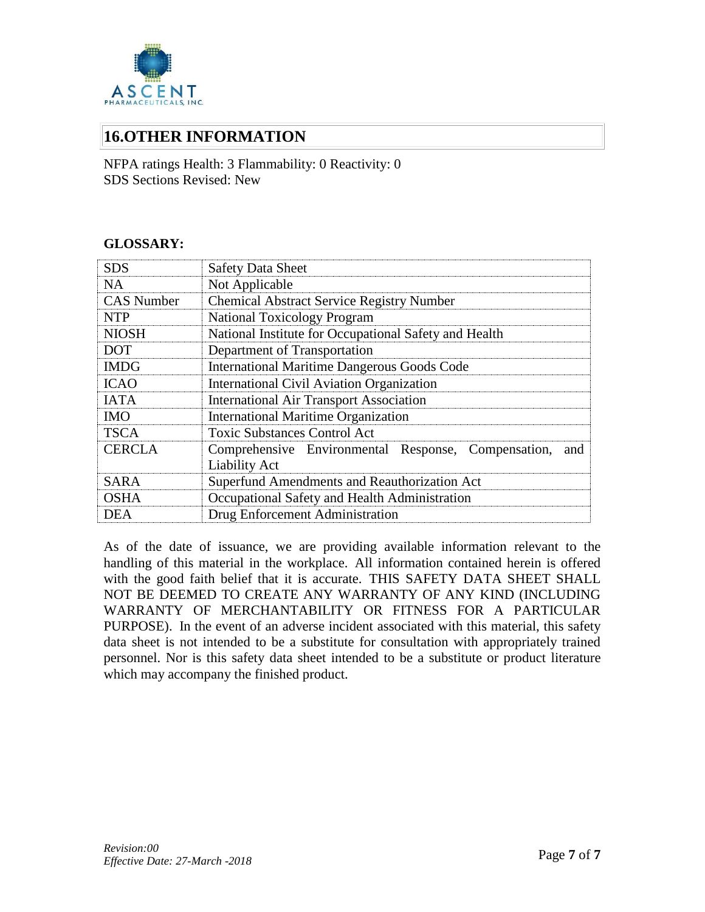## 16.OTHER INFORMATION

NFPA ratings Health: 3 Flammability: 0 Reactivity: 0
SDS Sections Revised: New

**GLOSSARY:**

| | |
|---|---|
| SDS | Safety Data Sheet |
| NA | Not Applicable |
| CAS Number | Chemical Abstract Service Registry Number |
| NTP | National Toxicology Program |
| NIOSH | National Institute for Occupational Safety and Health |
| DOT | Department of Transportation |
| IMDG | International Maritime Dangerous Goods Code |
| ICAO | International Civil Aviation Organization |
| IATA | International Air Transport Association |
| IMO | International Maritime Organization |
| TSCA | Toxic Substances Control Act |
| CERCLA | Comprehensive Environmental Response, Compensation, and Liability Act |
| SARA | Superfund Amendments and Reauthorization Act |
| OSHA | Occupational Safety and Health Administration |
| DEA | Drug Enforcement Administration |

As of the date of issuance, we are providing available information relevant to the handling of this material in the workplace. All information contained herein is offered with the good faith belief that it is accurate. THIS SAFETY DATA SHEET SHALL NOT BE DEEMED TO CREATE ANY WARRANTY OF ANY KIND (INCLUDING WARRANTY OF MERCHANTABILITY OR FITNESS FOR A PARTICULAR PURPOSE). In the event of an adverse incident associated with this material, this safety data sheet is not intended to be a substitute for consultation with appropriately trained personnel. Nor is this safety data sheet intended to be a substitute or product literature which may accompany the finished product.

*Revision:00*
*Effective Date: 27-March -2018*